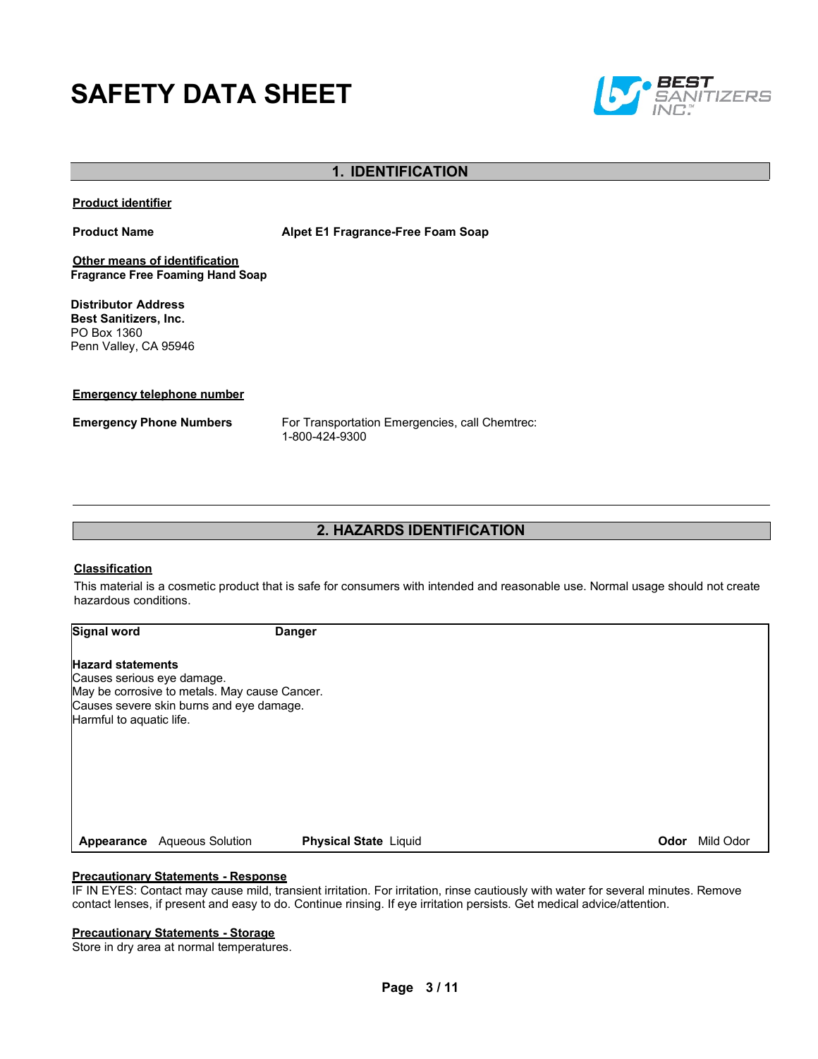# SAFETY DATA SHEET

## 1. IDENTIFICATION

**Product identifier**

| | |
|---|---|
| **Product Name** | **Alpet E1 Fragrance-Free Foam Soap** |

**Other means of identification**
**Fragrance Free Foaming Hand Soap**

**Distributor Address**
**Best Sanitizers, Inc.**
PO Box 1360
Penn Valley, CA 95946

**Emergency telephone number**

| | |
|---|---|
| **Emergency Phone Numbers** | For Transportation Emergencies, call Chemtrec: 1-800-424-9300 |

## 2. HAZARDS IDENTIFICATION

**Classification**

This material is a cosmetic product that is safe for consumers with intended and reasonable use. Normal usage should not create hazardous conditions.

**Signal word** **Danger**

**Hazard statements**
Causes serious eye damage.
May be corrosive to metals. May cause Cancer.
Causes severe skin burns and eye damage.
Harmful to aquatic life.

**Appearance** Aqueous Solution **Physical State** Liquid **Odor** Mild Odor

**Precautionary Statements - Response**
IF IN EYES: Contact may cause mild, transient irritation. For irritation, rinse cautiously with water for several minutes. Remove contact lenses, if present and easy to do. Continue rinsing. If eye irritation persists. Get medical advice/attention.

**Precautionary Statements - Storage**
Store in dry area at normal temperatures.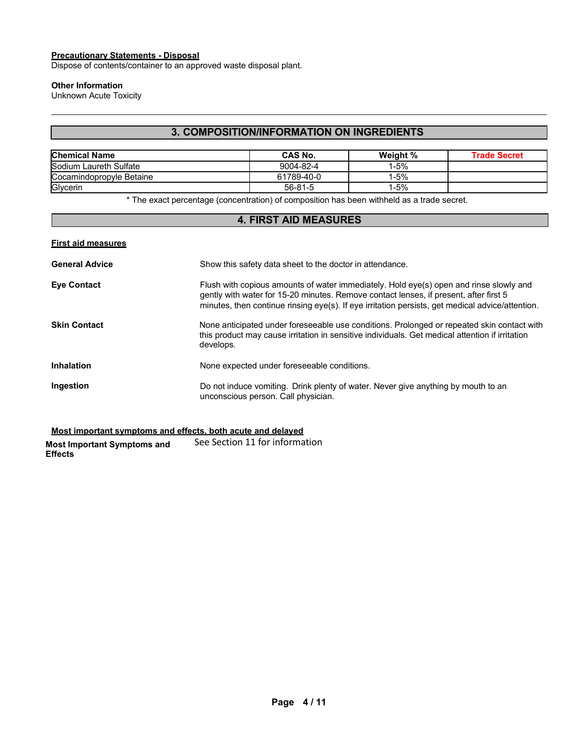**Precautionary Statements - Disposal**
Dispose of contents/container to an approved waste disposal plant.

**Other Information**
Unknown Acute Toxicity

## 3. COMPOSITION/INFORMATION ON INGREDIENTS

| Chemical Name | CAS No. | Weight % | Trade Secret |
|---|---|---|---|
| Sodium Laureth Sulfate | 9004-82-4 | 1-5% | |
| Cocamindopropyle Betaine | 61789-40-0 | 1-5% | |
| Glycerin | 56-81-5 | 1-5% | |

* The exact percentage (concentration) of composition has been withheld as a trade secret.

## 4. FIRST AID MEASURES

**First aid measures**

**General Advice**
Show this safety data sheet to the doctor in attendance.

**Eye Contact**
Flush with copious amounts of water immediately. Hold eye(s) open and rinse slowly and gently with water for 15-20 minutes. Remove contact lenses, if present, after first 5 minutes, then continue rinsing eye(s). If eye irritation persists, get medical advice/attention.

**Skin Contact**
None anticipated under foreseeable use conditions. Prolonged or repeated skin contact with this product may cause irritation in sensitive individuals. Get medical attention if irritation develops.

**Inhalation**
None expected under foreseeable conditions.

**Ingestion**
Do not induce vomiting. Drink plenty of water. Never give anything by mouth to an unconscious person. Call physician.

**Most important symptoms and effects, both acute and delayed**

**Most Important Symptoms and Effects**
See Section 11 for information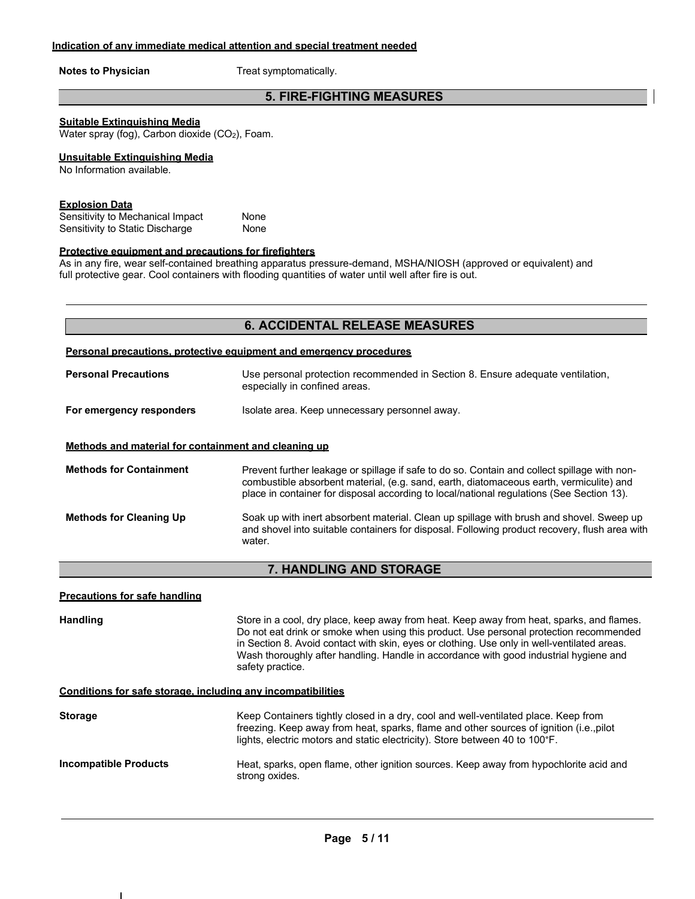**Indication of any immediate medical attention and special treatment needed**

**Notes to Physician** Treat symptomatically.

## 5. FIRE-FIGHTING MEASURES

**Suitable Extinguishing Media**
Water spray (fog), Carbon dioxide ($CO_2$), Foam.

**Unsuitable Extinguishing Media**
No Information available.

**Explosion Data**

| | |
|---|---|
| Sensitivity to Mechanical Impact | None |
| Sensitivity to Static Discharge | None |

**Protective equipment and precautions for firefighters**
As in any fire, wear self-contained breathing apparatus pressure-demand, MSHA/NIOSH (approved or equivalent) and full protective gear. Cool containers with flooding quantities of water until well after fire is out.

## 6. ACCIDENTAL RELEASE MEASURES

**Personal precautions, protective equipment and emergency procedures**

**Personal Precautions** Use personal protection recommended in Section 8. Ensure adequate ventilation, especially in confined areas.

**For emergency responders** Isolate area. Keep unnecessary personnel away.

**Methods and material for containment and cleaning up**

**Methods for Containment** Prevent further leakage or spillage if safe to do so. Contain and collect spillage with non-combustible absorbent material, (e.g. sand, earth, diatomaceous earth, vermiculite) and place in container for disposal according to local/national regulations (See Section 13).

**Methods for Cleaning Up** Soak up with inert absorbent material. Clean up spillage with brush and shovel. Sweep up and shovel into suitable containers for disposal. Following product recovery, flush area with water.

## 7. HANDLING AND STORAGE

**Precautions for safe handling**

**Handling** Store in a cool, dry place, keep away from heat. Keep away from heat, sparks, and flames. Do not eat drink or smoke when using this product. Use personal protection recommended in Section 8. Avoid contact with skin, eyes or clothing. Use only in well-ventilated areas. Wash thoroughly after handling. Handle in accordance with good industrial hygiene and safety practice.

**Conditions for safe storage, including any incompatibilities**

**Storage** Keep Containers tightly closed in a dry, cool and well-ventilated place. Keep from freezing. Keep away from heat, sparks, flame and other sources of ignition (i.e.,pilot lights, electric motors and static electricity). Store between 40 to 100°F.

**Incompatible Products** Heat, sparks, open flame, other ignition sources. Keep away from hypochlorite acid and strong oxides.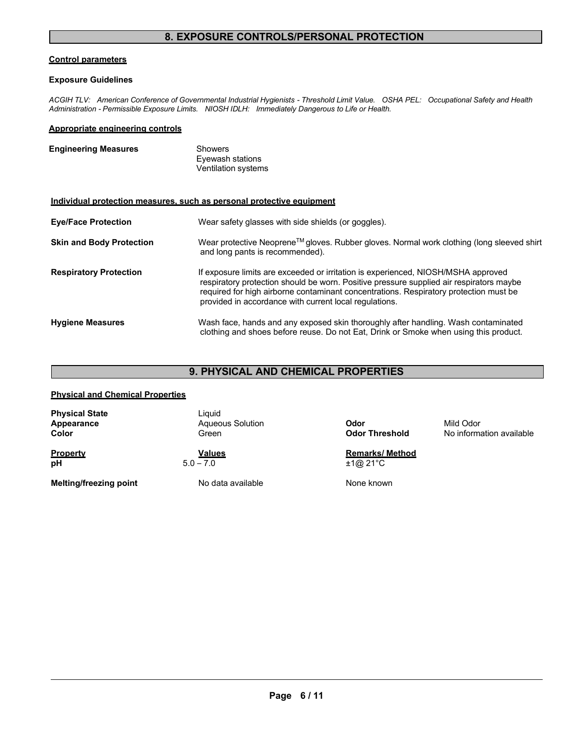## 8. EXPOSURE CONTROLS/PERSONAL PROTECTION

**Control parameters**

**Exposure Guidelines**

*ACGIH TLV: American Conference of Governmental Industrial Hygienists - Threshold Limit Value. OSHA PEL: Occupational Safety and Health Administration - Permissible Exposure Limits. NIOSH IDLH: Immediately Dangerous to Life or Health.*

**Appropriate engineering controls**

**Engineering Measures**
Showers
Eyewash stations
Ventilation systems

**Individual protection measures, such as personal protective equipment**

**Eye/Face Protection** Wear safety glasses with side shields (or goggles).

**Skin and Body Protection** Wear protective Neoprene[TM] gloves. Rubber gloves. Normal work clothing (long sleeved shirt and long pants is recommended).

**Respiratory Protection** If exposure limits are exceeded or irritation is experienced, NIOSH/MSHA approved respiratory protection should be worn. Positive pressure supplied air respirators maybe required for high airborne contaminant concentrations. Respiratory protection must be provided in accordance with current local regulations.

**Hygiene Measures** Wash face, hands and any exposed skin thoroughly after handling. Wash contaminated clothing and shoes before reuse. Do not Eat, Drink or Smoke when using this product.

## 9. PHYSICAL AND CHEMICAL PROPERTIES

**Physical and Chemical Properties**

| | | | |
|---|---|---|---|
| **Physical State** | Liquid | | |
| **Appearance** | Aqueous Solution | **Odor** | Mild Odor |
| **Color** | Green | **Odor Threshold** | No information available |

| Property | Values | Remarks/ Method |
|---|---|---|
| **pH** | 5.0 – 7.0 | ±1@ 21°C |
| **Melting/freezing point** | No data available | None known |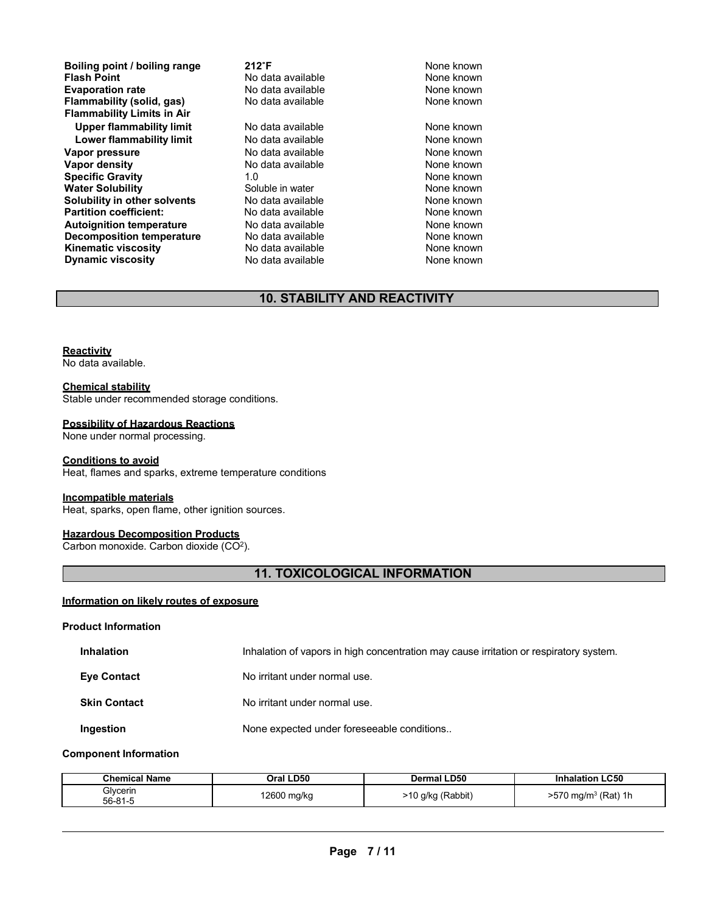| | | |
|---|---|---|
| **Boiling point / boiling range** | **212°F** | None known |
| **Flash Point** | No data available | None known |
| **Evaporation rate** | No data available | None known |
| **Flammability (solid, gas)** | No data available | None known |
| **Flammability Limits in Air** | | |
| **Upper flammability limit** | No data available | None known |
| **Lower flammability limit** | No data available | None known |
| **Vapor pressure** | No data available | None known |
| **Vapor density** | No data available | None known |
| **Specific Gravity** | 1.0 | None known |
| **Water Solubility** | Soluble in water | None known |
| **Solubility in other solvents** | No data available | None known |
| **Partition coefficient:** | No data available | None known |
| **Autoignition temperature** | No data available | None known |
| **Decomposition temperature** | No data available | None known |
| **Kinematic viscosity** | No data available | None known |
| **Dynamic viscosity** | No data available | None known |

## 10. STABILITY AND REACTIVITY

**Reactivity**
No data available.

**Chemical stability**
Stable under recommended storage conditions.

**Possibility of Hazardous Reactions**
None under normal processing.

**Conditions to avoid**
Heat, flames and sparks, extreme temperature conditions

**Incompatible materials**
Heat, sparks, open flame, other ignition sources.

**Hazardous Decomposition Products**
Carbon monoxide. Carbon dioxide ($CO^2$).

## 11. TOXICOLOGICAL INFORMATION

**Information on likely routes of exposure**

**Product Information**

| | |
|---|---|
| **Inhalation** | Inhalation of vapors in high concentration may cause irritation or respiratory system. |
| **Eye Contact** | No irritant under normal use. |
| **Skin Contact** | No irritant under normal use. |
| **Ingestion** | None expected under foreseeable conditions.. |

**Component Information**

| Chemical Name | Oral LD50 | Dermal LD50 | Inhalation LC50 |
|---|---|---|---|
| Glycerin 56-81-5 | 12600 mg/kg | >10 g/kg (Rabbit) | >570 mg/m³ (Rat) 1h |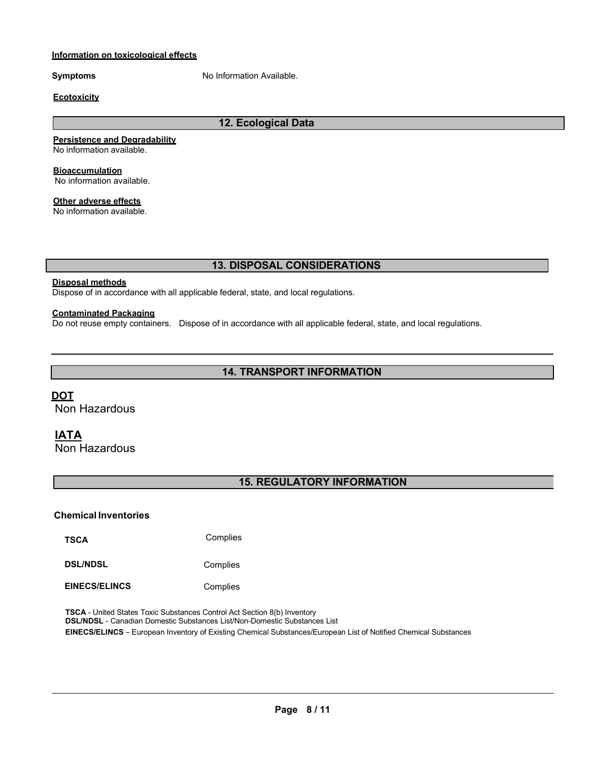**Information on toxicological effects**

**Symptoms** No Information Available.

**Ecotoxicity**

## 12. Ecological Data

**Persistence and Degradability**
No information available.

**Bioaccumulation**
No information available.

**Other adverse effects**
No information available.

## 13. DISPOSAL CONSIDERATIONS

**Disposal methods**
Dispose of in accordance with all applicable federal, state, and local regulations.

**Contaminated Packaging**
Do not reuse empty containers. Dispose of in accordance with all applicable federal, state, and local regulations.

## 14. TRANSPORT INFORMATION

**DOT**
Non Hazardous

**IATA**
Non Hazardous

## 15. REGULATORY INFORMATION

**Chemical Inventories**

| | |
|---|---|
| **TSCA** | Complies |
| **DSL/NDSL** | Complies |
| **EINECS/ELINCS** | Complies |

**TSCA** - United States Toxic Substances Control Act Section 8(b) Inventory
**DSL/NDSL** - Canadian Domestic Substances List/Non-Domestic Substances List
**EINECS/ELINCS** – European Inventory of Existing Chemical Substances/European List of Notified Chemical Substances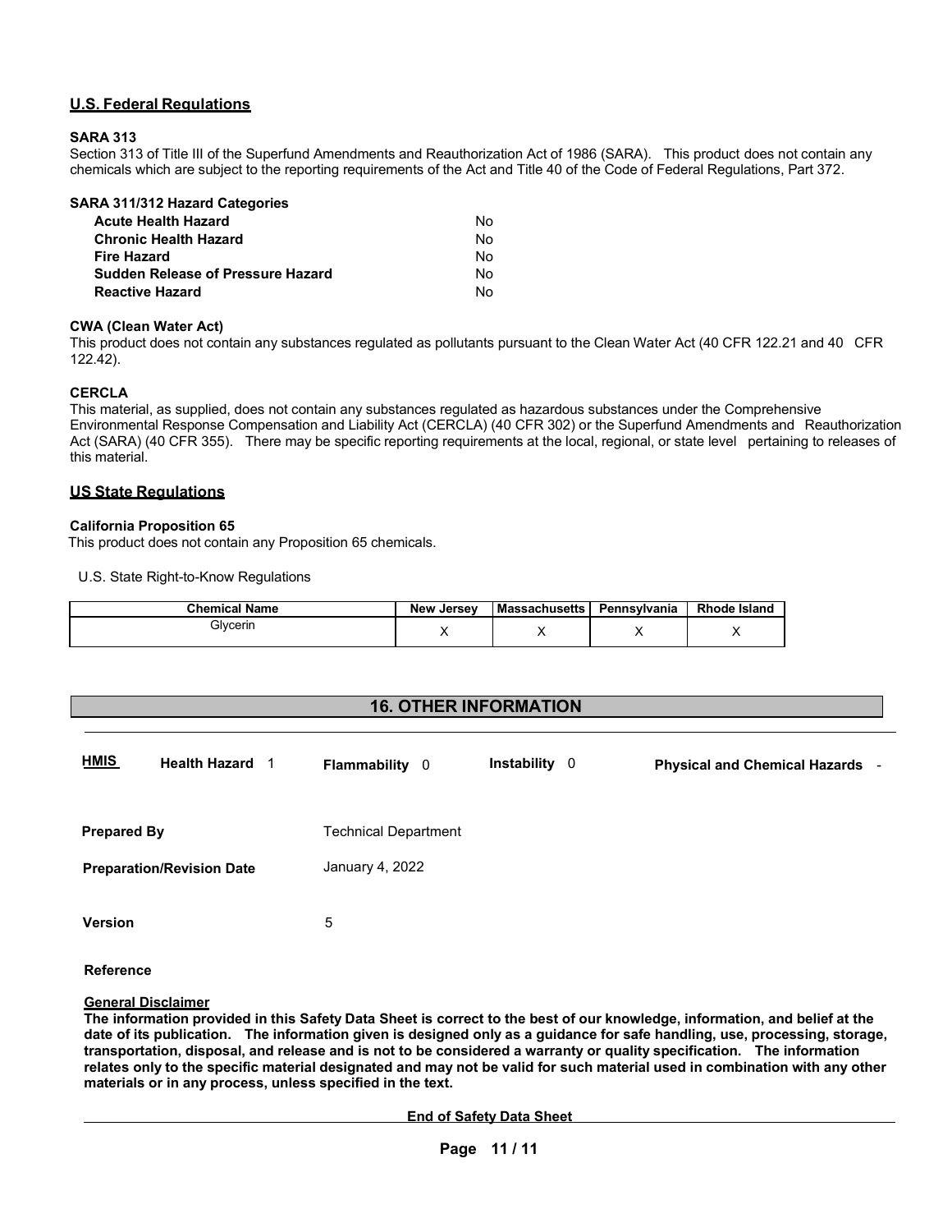## U.S. Federal Regulations

**SARA 313**

Section 313 of Title III of the Superfund Amendments and Reauthorization Act of 1986 (SARA). This product does not contain any chemicals which are subject to the reporting requirements of the Act and Title 40 of the Code of Federal Regulations, Part 372.

**SARA 311/312 Hazard Categories**

| | |
|---|---|
| **Acute Health Hazard** | No |
| **Chronic Health Hazard** | No |
| **Fire Hazard** | No |
| **Sudden Release of Pressure Hazard** | No |
| **Reactive Hazard** | No |

**CWA (Clean Water Act)**

This product does not contain any substances regulated as pollutants pursuant to the Clean Water Act (40 CFR 122.21 and 40 CFR 122.42).

**CERCLA**

This material, as supplied, does not contain any substances regulated as hazardous substances under the Comprehensive Environmental Response Compensation and Liability Act (CERCLA) (40 CFR 302) or the Superfund Amendments and Reauthorization Act (SARA) (40 CFR 355). There may be specific reporting requirements at the local, regional, or state level pertaining to releases of this material.

## US State Regulations

**California Proposition 65**

This product does not contain any Proposition 65 chemicals.

U.S. State Right-to-Know Regulations

| Chemical Name | New Jersey | Massachusetts | Pennsylvania | Rhode Island |
|---|---|---|---|---|
| Glycerin | X | X | X | X |

## 16. OTHER INFORMATION

| | | | | |
|---|---|---|---|---|
| **HMIS** | **Health Hazard** 1 | **Flammability** 0 | **Instability** 0 | **Physical and Chemical Hazards** - |

**Prepared By** Technical Department

**Preparation/Revision Date** January 4, 2022

**Version** 5

**Reference**

**General Disclaimer**

**The information provided in this Safety Data Sheet is correct to the best of our knowledge, information, and belief at the date of its publication. The information given is designed only as a guidance for safe handling, use, processing, storage, transportation, disposal, and release and is not to be considered a warranty or quality specification. The information relates only to the specific material designated and may not be valid for such material used in combination with any other materials or in any process, unless specified in the text.**

**End of Safety Data Sheet**